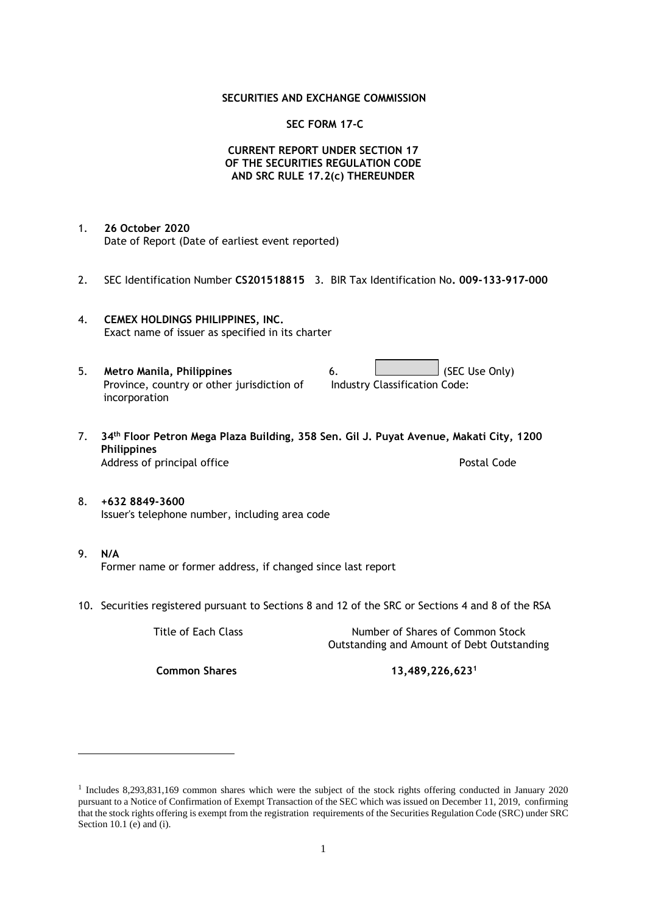**SECURITIES AND EXCHANGE COMMISSION**

**SEC FORM 17-C**

**CURRENT REPORT UNDER SECTION 17 OF THE SECURITIES REGULATION CODE AND SRC RULE 17.2(c) THEREUNDER**

1. **26 October 2020**
   Date of Report (Date of earliest event reported)

2. SEC Identification Number **CS201518815** 3. BIR Tax Identification No**. 009-133-917-000**

4. **CEMEX HOLDINGS PHILIPPINES, INC.**
   Exact name of issuer as specified in its charter

5. **Metro Manila, Philippines**
   Province, country or other jurisdiction of incorporation

6. (SEC Use Only)
   Industry Classification Code:

7. **34th Floor Petron Mega Plaza Building, 358 Sen. Gil J. Puyat Avenue, Makati City, 1200 Philippines**
   Address of principal office Postal Code

8. **+632 8849-3600**
   Issuer's telephone number, including area code

9. **N/A**
   Former name or former address, if changed since last report

10. Securities registered pursuant to Sections 8 and 12 of the SRC or Sections 4 and 8 of the RSA

| Title of Each Class | Number of Shares of Common Stock Outstanding and Amount of Debt Outstanding |
|---|---|
| **Common Shares** | **13,489,226,623**[1] |

[1] Includes 8,293,831,169 common shares which were the subject of the stock rights offering conducted in January 2020 pursuant to a Notice of Confirmation of Exempt Transaction of the SEC which was issued on December 11, 2019, confirming that the stock rights offering is exempt from the registration requirements of the Securities Regulation Code (SRC) under SRC Section 10.1 (e) and (i).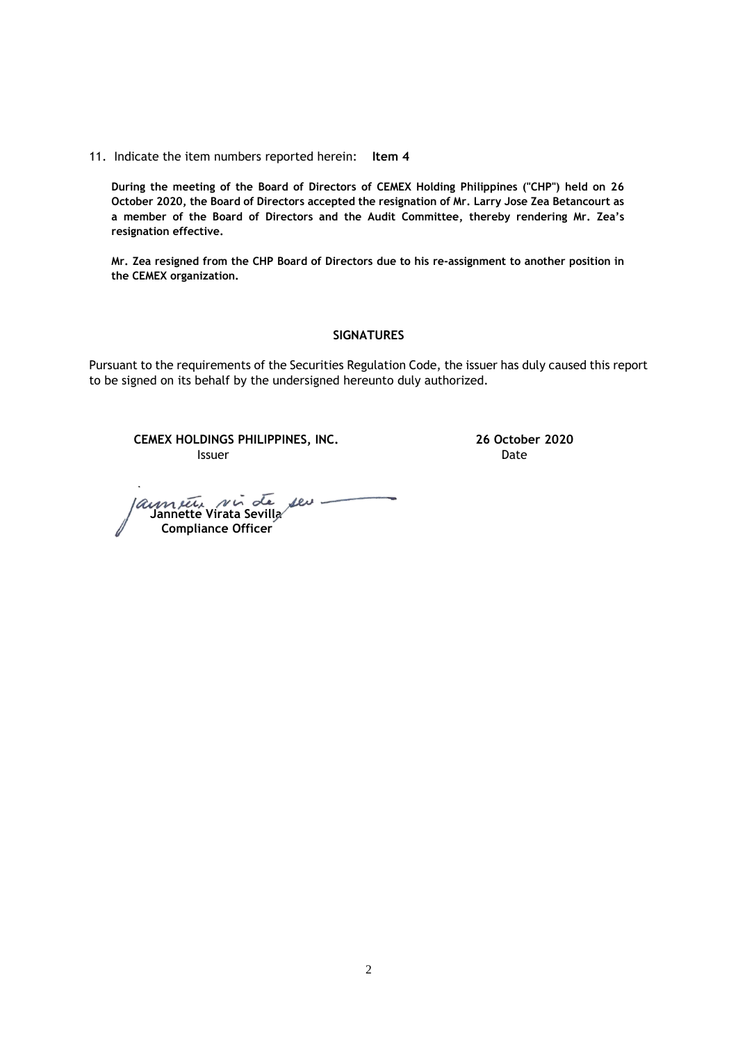11. Indicate the item numbers reported herein: **Item 4**

**During the meeting of the Board of Directors of CEMEX Holding Philippines ("CHP") held on 26 October 2020, the Board of Directors accepted the resignation of Mr. Larry Jose Zea Betancourt as a member of the Board of Directors and the Audit Committee, thereby rendering Mr. Zea's resignation effective.**

**Mr. Zea resigned from the CHP Board of Directors due to his re-assignment to another position in the CEMEX organization.**

**SIGNATURES**

Pursuant to the requirements of the Securities Regulation Code, the issuer has duly caused this report to be signed on its behalf by the undersigned hereunto duly authorized.

**CEMEX HOLDINGS PHILIPPINES, INC.**
Issuer

**26 October 2020**
Date

**Jannette Virata Sevilla**
**Compliance Officer**